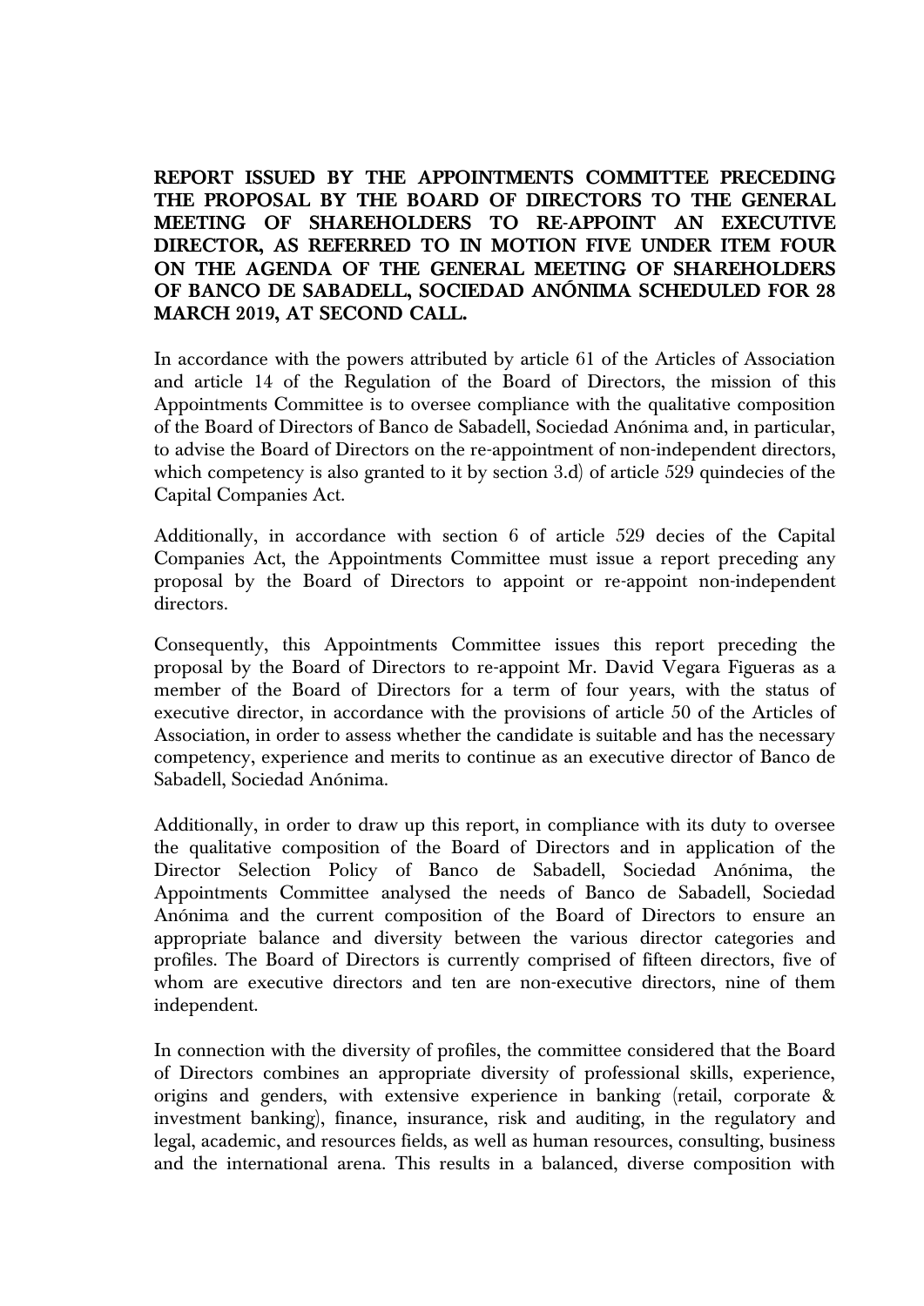**REPORT ISSUED BY THE APPOINTMENTS COMMITTEE PRECEDING THE PROPOSAL BY THE BOARD OF DIRECTORS TO THE GENERAL MEETING OF SHAREHOLDERS TO RE-APPOINT AN EXECUTIVE DIRECTOR, AS REFERRED TO IN MOTION FIVE UNDER ITEM FOUR ON THE AGENDA OF THE GENERAL MEETING OF SHAREHOLDERS OF BANCO DE SABADELL, SOCIEDAD ANÓNIMA SCHEDULED FOR 28 MARCH 2019, AT SECOND CALL.**

In accordance with the powers attributed by article 61 of the Articles of Association and article 14 of the Regulation of the Board of Directors, the mission of this Appointments Committee is to oversee compliance with the qualitative composition of the Board of Directors of Banco de Sabadell, Sociedad Anónima and, in particular, to advise the Board of Directors on the re-appointment of non-independent directors, which competency is also granted to it by section 3.d) of article 529 quindecies of the Capital Companies Act.

Additionally, in accordance with section 6 of article 529 decies of the Capital Companies Act, the Appointments Committee must issue a report preceding any proposal by the Board of Directors to appoint or re-appoint non-independent directors.

Consequently, this Appointments Committee issues this report preceding the proposal by the Board of Directors to re-appoint Mr. David Vegara Figueras as a member of the Board of Directors for a term of four years, with the status of executive director, in accordance with the provisions of article 50 of the Articles of Association, in order to assess whether the candidate is suitable and has the necessary competency, experience and merits to continue as an executive director of Banco de Sabadell, Sociedad Anónima.

Additionally, in order to draw up this report, in compliance with its duty to oversee the qualitative composition of the Board of Directors and in application of the Director Selection Policy of Banco de Sabadell, Sociedad Anónima, the Appointments Committee analysed the needs of Banco de Sabadell, Sociedad Anónima and the current composition of the Board of Directors to ensure an appropriate balance and diversity between the various director categories and profiles. The Board of Directors is currently comprised of fifteen directors, five of whom are executive directors and ten are non-executive directors, nine of them independent.

In connection with the diversity of profiles, the committee considered that the Board of Directors combines an appropriate diversity of professional skills, experience, origins and genders, with extensive experience in banking (retail, corporate & investment banking), finance, insurance, risk and auditing, in the regulatory and legal, academic, and resources fields, as well as human resources, consulting, business and the international arena. This results in a balanced, diverse composition with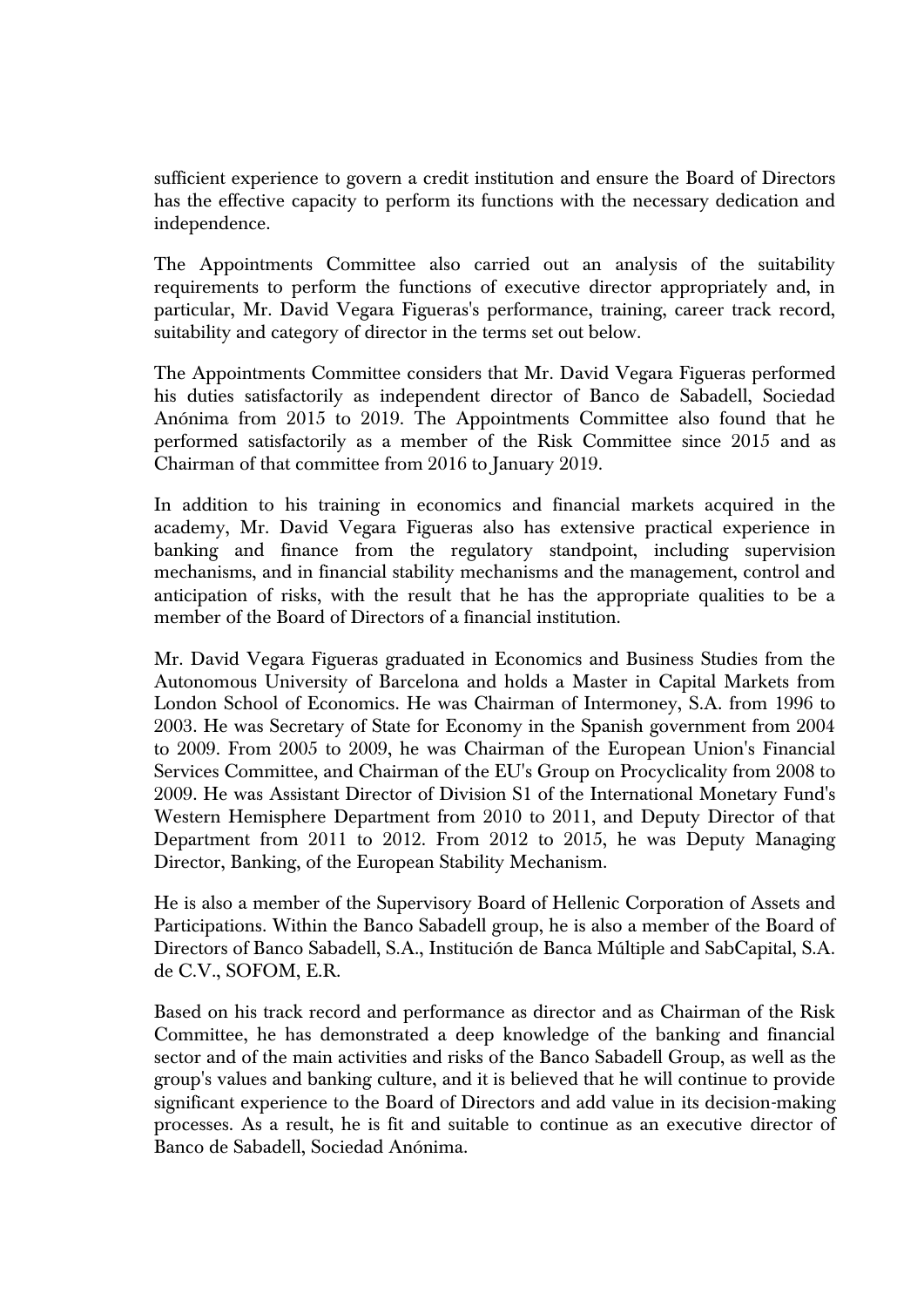sufficient experience to govern a credit institution and ensure the Board of Directors has the effective capacity to perform its functions with the necessary dedication and independence.

The Appointments Committee also carried out an analysis of the suitability requirements to perform the functions of executive director appropriately and, in particular, Mr. David Vegara Figueras's performance, training, career track record, suitability and category of director in the terms set out below.

The Appointments Committee considers that Mr. David Vegara Figueras performed his duties satisfactorily as independent director of Banco de Sabadell, Sociedad Anónima from 2015 to 2019. The Appointments Committee also found that he performed satisfactorily as a member of the Risk Committee since 2015 and as Chairman of that committee from 2016 to January 2019.

In addition to his training in economics and financial markets acquired in the academy, Mr. David Vegara Figueras also has extensive practical experience in banking and finance from the regulatory standpoint, including supervision mechanisms, and in financial stability mechanisms and the management, control and anticipation of risks, with the result that he has the appropriate qualities to be a member of the Board of Directors of a financial institution.

Mr. David Vegara Figueras graduated in Economics and Business Studies from the Autonomous University of Barcelona and holds a Master in Capital Markets from London School of Economics. He was Chairman of Intermoney, S.A. from 1996 to 2003. He was Secretary of State for Economy in the Spanish government from 2004 to 2009. From 2005 to 2009, he was Chairman of the European Union's Financial Services Committee, and Chairman of the EU's Group on Procyclicality from 2008 to 2009. He was Assistant Director of Division S1 of the International Monetary Fund's Western Hemisphere Department from 2010 to 2011, and Deputy Director of that Department from 2011 to 2012. From 2012 to 2015, he was Deputy Managing Director, Banking, of the European Stability Mechanism.

He is also a member of the Supervisory Board of Hellenic Corporation of Assets and Participations. Within the Banco Sabadell group, he is also a member of the Board of Directors of Banco Sabadell, S.A., Institución de Banca Múltiple and SabCapital, S.A. de C.V., SOFOM, E.R.

Based on his track record and performance as director and as Chairman of the Risk Committee, he has demonstrated a deep knowledge of the banking and financial sector and of the main activities and risks of the Banco Sabadell Group, as well as the group's values and banking culture, and it is believed that he will continue to provide significant experience to the Board of Directors and add value in its decision-making processes. As a result, he is fit and suitable to continue as an executive director of Banco de Sabadell, Sociedad Anónima.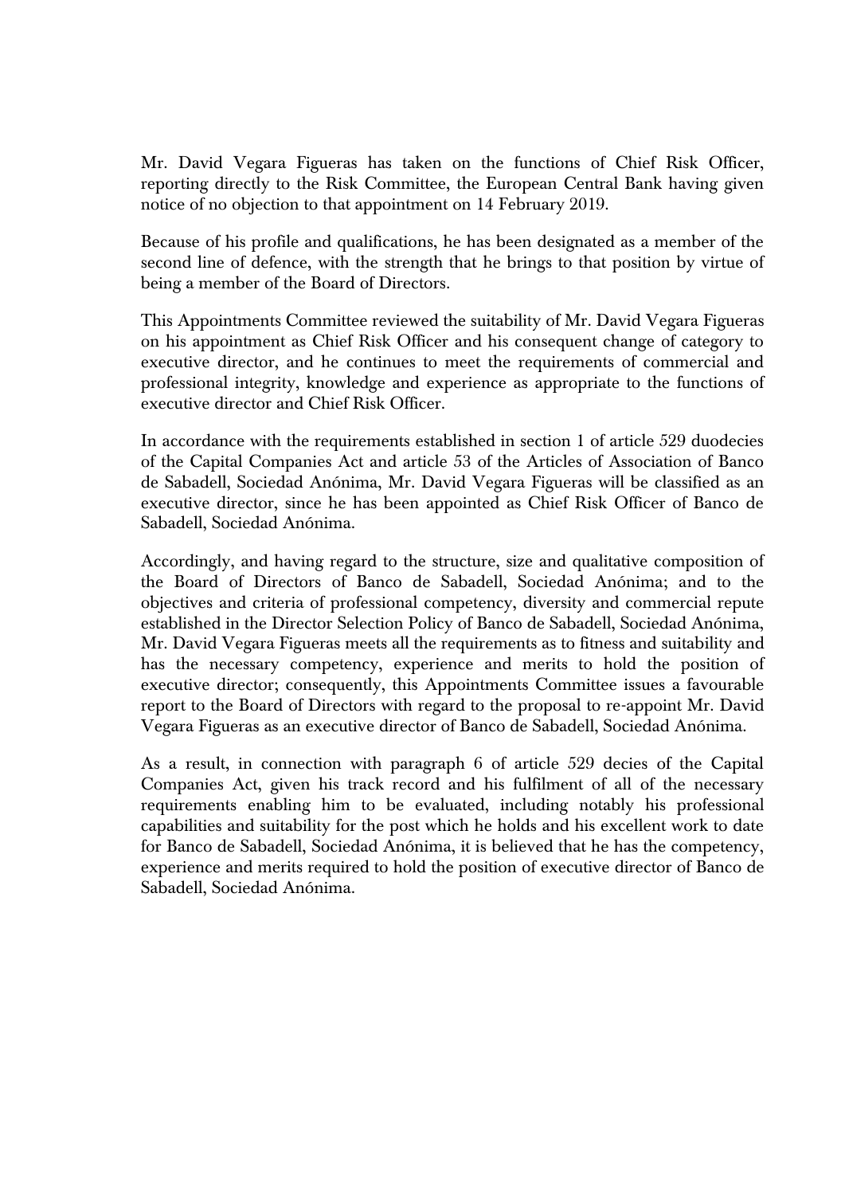Mr. David Vegara Figueras has taken on the functions of Chief Risk Officer, reporting directly to the Risk Committee, the European Central Bank having given notice of no objection to that appointment on 14 February 2019.

Because of his profile and qualifications, he has been designated as a member of the second line of defence, with the strength that he brings to that position by virtue of being a member of the Board of Directors.

This Appointments Committee reviewed the suitability of Mr. David Vegara Figueras on his appointment as Chief Risk Officer and his consequent change of category to executive director, and he continues to meet the requirements of commercial and professional integrity, knowledge and experience as appropriate to the functions of executive director and Chief Risk Officer.

In accordance with the requirements established in section 1 of article 529 duodecies of the Capital Companies Act and article 53 of the Articles of Association of Banco de Sabadell, Sociedad Anónima, Mr. David Vegara Figueras will be classified as an executive director, since he has been appointed as Chief Risk Officer of Banco de Sabadell, Sociedad Anónima.

Accordingly, and having regard to the structure, size and qualitative composition of the Board of Directors of Banco de Sabadell, Sociedad Anónima; and to the objectives and criteria of professional competency, diversity and commercial repute established in the Director Selection Policy of Banco de Sabadell, Sociedad Anónima, Mr. David Vegara Figueras meets all the requirements as to fitness and suitability and has the necessary competency, experience and merits to hold the position of executive director; consequently, this Appointments Committee issues a favourable report to the Board of Directors with regard to the proposal to re-appoint Mr. David Vegara Figueras as an executive director of Banco de Sabadell, Sociedad Anónima.

As a result, in connection with paragraph 6 of article 529 decies of the Capital Companies Act, given his track record and his fulfilment of all of the necessary requirements enabling him to be evaluated, including notably his professional capabilities and suitability for the post which he holds and his excellent work to date for Banco de Sabadell, Sociedad Anónima, it is believed that he has the competency, experience and merits required to hold the position of executive director of Banco de Sabadell, Sociedad Anónima.